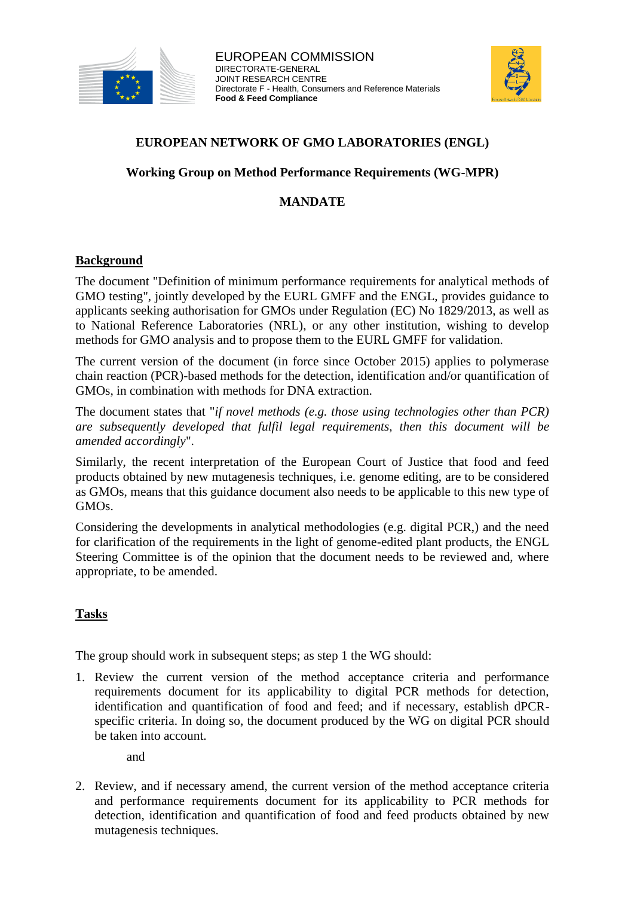EUROPEAN COMMISSION
DIRECTORATE-GENERAL
JOINT RESEARCH CENTRE
Directorate F - Health, Consumers and Reference Materials
**Food & Feed Compliance**

# EUROPEAN NETWORK OF GMO LABORATORIES (ENGL)

## Working Group on Method Performance Requirements (WG-MPR)

## MANDATE

### Background

The document "Definition of minimum performance requirements for analytical methods of GMO testing", jointly developed by the EURL GMFF and the ENGL, provides guidance to applicants seeking authorisation for GMOs under Regulation (EC) No 1829/2013, as well as to National Reference Laboratories (NRL), or any other institution, wishing to develop methods for GMO analysis and to propose them to the EURL GMFF for validation.

The current version of the document (in force since October 2015) applies to polymerase chain reaction (PCR)-based methods for the detection, identification and/or quantification of GMOs, in combination with methods for DNA extraction.

The document states that "*if novel methods (e.g. those using technologies other than PCR) are subsequently developed that fulfil legal requirements, then this document will be amended accordingly*".

Similarly, the recent interpretation of the European Court of Justice that food and feed products obtained by new mutagenesis techniques, i.e. genome editing, are to be considered as GMOs, means that this guidance document also needs to be applicable to this new type of GMOs.

Considering the developments in analytical methodologies (e.g. digital PCR,) and the need for clarification of the requirements in the light of genome-edited plant products, the ENGL Steering Committee is of the opinion that the document needs to be reviewed and, where appropriate, to be amended.

### Tasks

The group should work in subsequent steps; as step 1 the WG should:

1. Review the current version of the method acceptance criteria and performance requirements document for its applicability to digital PCR methods for detection, identification and quantification of food and feed; and if necessary, establish dPCR-specific criteria. In doing so, the document produced by the WG on digital PCR should be taken into account.

   and

2. Review, and if necessary amend, the current version of the method acceptance criteria and performance requirements document for its applicability to PCR methods for detection, identification and quantification of food and feed products obtained by new mutagenesis techniques.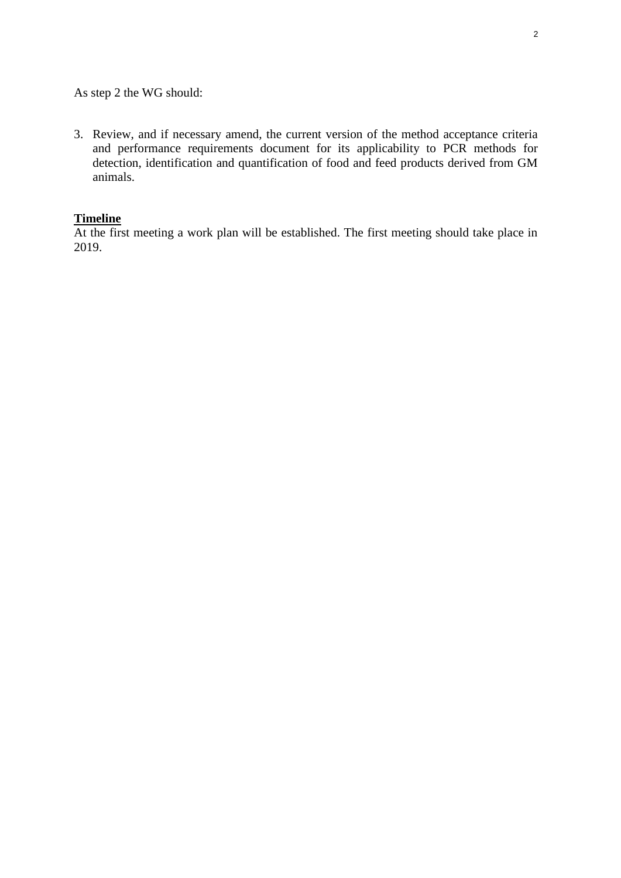As step 2 the WG should:

3. Review, and if necessary amend, the current version of the method acceptance criteria and performance requirements document for its applicability to PCR methods for detection, identification and quantification of food and feed products derived from GM animals.

**Timeline**

At the first meeting a work plan will be established. The first meeting should take place in 2019.